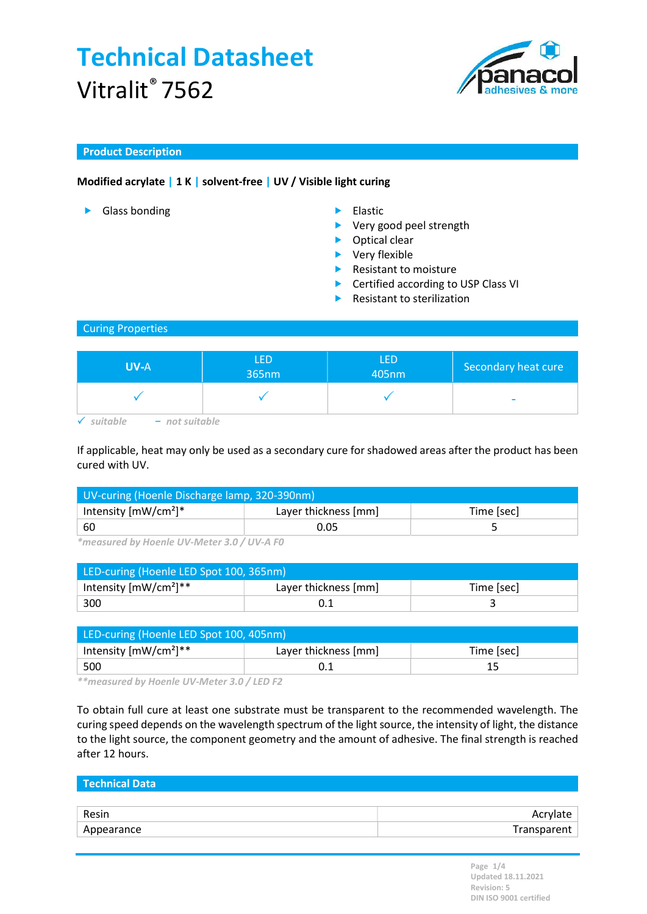# Technical Datasheet

Vitralit® 7562

## Product Description

**Modified acrylate | 1 K | solvent-free | UV / Visible light curing**

- Glass bonding

- Elastic
- Very good peel strength
- Optical clear
- Very flexible
- Resistant to moisture
- Certified according to USP Class VI
- Resistant to sterilization

## Curing Properties

| UV-A | LED 365nm | LED 405nm | Secondary heat cure |
|---|---|---|---|
| ✓ | ✓ | ✓ | - |

*✓ suitable – not suitable*

If applicable, heat may only be used as a secondary cure for shadowed areas after the product has been cured with UV.

| UV-curing (Hoenle Discharge lamp, 320-390nm) | | |
|---|---|---|
| Intensity [mW/cm²]* | Layer thickness [mm] | Time [sec] |
| 60 | 0.05 | 5 |

*\*measured by Hoenle UV-Meter 3.0 / UV-A F0*

| LED-curing (Hoenle LED Spot 100, 365nm) | | |
|---|---|---|
| Intensity [mW/cm²]** | Layer thickness [mm] | Time [sec] |
| 300 | 0.1 | 3 |

| LED-curing (Hoenle LED Spot 100, 405nm) | | |
|---|---|---|
| Intensity [mW/cm²]** | Layer thickness [mm] | Time [sec] |
| 500 | 0.1 | 15 |

*\*\*measured by Hoenle UV-Meter 3.0 / LED F2*

To obtain full cure at least one substrate must be transparent to the recommended wavelength. The curing speed depends on the wavelength spectrum of the light source, the intensity of light, the distance to the light source, the component geometry and the amount of adhesive. The final strength is reached after 12 hours.

## Technical Data

| | |
|---|---|
| Resin | Acrylate |
| Appearance | Transparent |

Updated 18.11.2021
Revision: 5
DIN ISO 9001 certified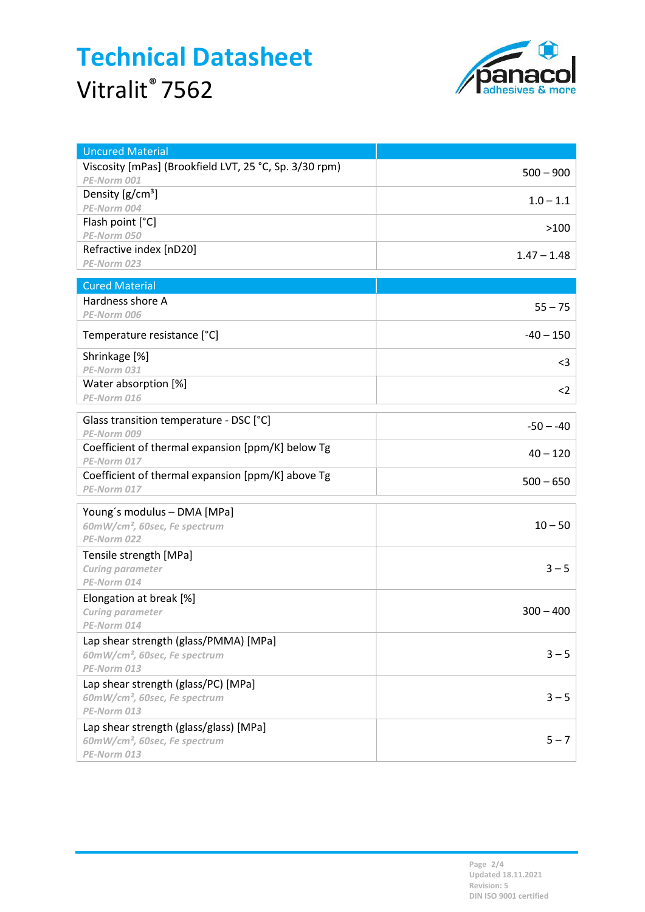# Technical Datasheet

Vitralit® 7562

| Uncured Material | |
|---|---|
| Viscosity [mPas] (Brookfield LVT, 25 °C, Sp. 3/30 rpm)<br>*PE-Norm 001* | 500 – 900 |
| Density [g/cm³]<br>*PE-Norm 004* | 1.0 – 1.1 |
| Flash point [°C]<br>*PE-Norm 050* | >100 |
| Refractive index [nD20]<br>*PE-Norm 023* | 1.47 – 1.48 |

| Cured Material | |
|---|---|
| Hardness shore A<br>*PE-Norm 006* | 55 – 75 |
| Temperature resistance [°C] | -40 – 150 |
| Shrinkage [%]<br>*PE-Norm 031* | <3 |
| Water absorption [%]<br>*PE-Norm 016* | <2 |

| | |
|---|---|
| Glass transition temperature - DSC [°C]<br>*PE-Norm 009* | -50 – -40 |
| Coefficient of thermal expansion [ppm/K] below Tg<br>*PE-Norm 017* | 40 – 120 |
| Coefficient of thermal expansion [ppm/K] above Tg<br>*PE-Norm 017* | 500 – 650 |

| | |
|---|---|
| Young´s modulus – DMA [MPa]<br>*60mW/cm², 60sec, Fe spectrum*<br>*PE-Norm 022* | 10 – 50 |
| Tensile strength [MPa]<br>*Curing parameter*<br>*PE-Norm 014* | 3 – 5 |
| Elongation at break [%]<br>*Curing parameter*<br>*PE-Norm 014* | 300 – 400 |
| Lap shear strength (glass/PMMA) [MPa]<br>*60mW/cm², 60sec, Fe spectrum*<br>*PE-Norm 013* | 3 – 5 |
| Lap shear strength (glass/PC) [MPa]<br>*60mW/cm², 60sec, Fe spectrum*<br>*PE-Norm 013* | 3 – 5 |
| Lap shear strength (glass/glass) [MPa]<br>*60mW/cm², 60sec, Fe spectrum*<br>*PE-Norm 013* | 5 – 7 |

Updated 18.11.2021
Revision: 5
DIN ISO 9001 certified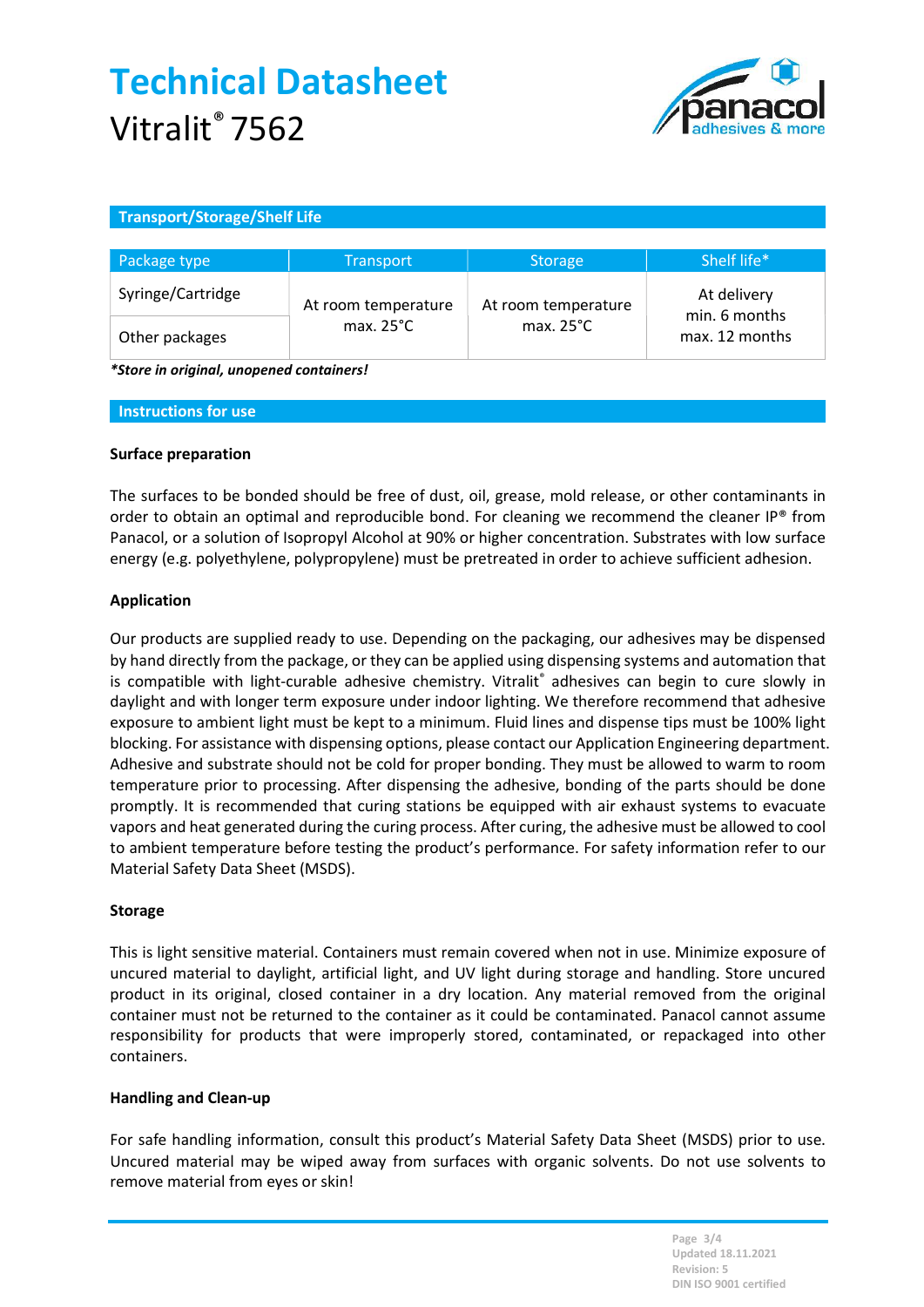# Technical Datasheet

Vitralit® 7562

## Transport/Storage/Shelf Life

| Package type | Transport | Storage | Shelf life* |
|---|---|---|---|
| Syringe/Cartridge | At room temperature max. 25°C | At room temperature max. 25°C | At delivery min. 6 months max. 12 months |
| Other packages | | | |

***Store in original, unopened containers!***

## Instructions for use

### Surface preparation

The surfaces to be bonded should be free of dust, oil, grease, mold release, or other contaminants in order to obtain an optimal and reproducible bond. For cleaning we recommend the cleaner IP® from Panacol, or a solution of Isopropyl Alcohol at 90% or higher concentration. Substrates with low surface energy (e.g. polyethylene, polypropylene) must be pretreated in order to achieve sufficient adhesion.

### Application

Our products are supplied ready to use. Depending on the packaging, our adhesives may be dispensed by hand directly from the package, or they can be applied using dispensing systems and automation that is compatible with light-curable adhesive chemistry. Vitralit® adhesives can begin to cure slowly in daylight and with longer term exposure under indoor lighting. We therefore recommend that adhesive exposure to ambient light must be kept to a minimum. Fluid lines and dispense tips must be 100% light blocking. For assistance with dispensing options, please contact our Application Engineering department. Adhesive and substrate should not be cold for proper bonding. They must be allowed to warm to room temperature prior to processing. After dispensing the adhesive, bonding of the parts should be done promptly. It is recommended that curing stations be equipped with air exhaust systems to evacuate vapors and heat generated during the curing process. After curing, the adhesive must be allowed to cool to ambient temperature before testing the product's performance. For safety information refer to our Material Safety Data Sheet (MSDS).

### Storage

This is light sensitive material. Containers must remain covered when not in use. Minimize exposure of uncured material to daylight, artificial light, and UV light during storage and handling. Store uncured product in its original, closed container in a dry location. Any material removed from the original container must not be returned to the container as it could be contaminated. Panacol cannot assume responsibility for products that were improperly stored, contaminated, or repackaged into other containers.

### Handling and Clean-up

For safe handling information, consult this product's Material Safety Data Sheet (MSDS) prior to use. Uncured material may be wiped away from surfaces with organic solvents. Do not use solvents to remove material from eyes or skin!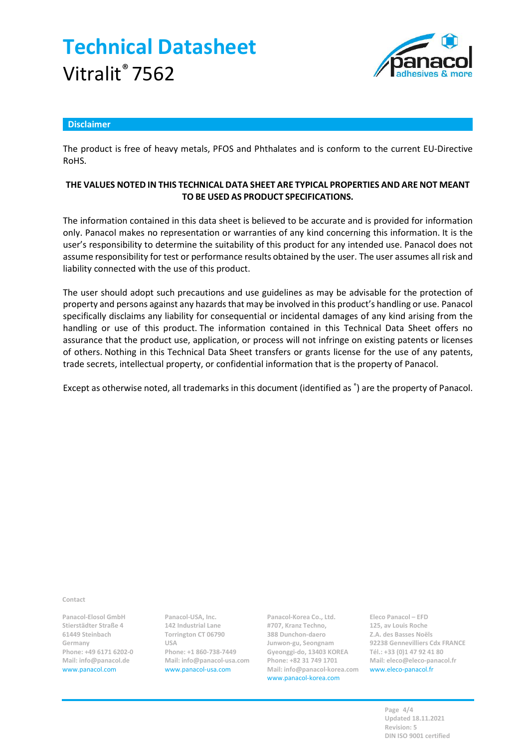## Disclaimer

The product is free of heavy metals, PFOS and Phthalates and is conform to the current EU-Directive RoHS.

**THE VALUES NOTED IN THIS TECHNICAL DATA SHEET ARE TYPICAL PROPERTIES AND ARE NOT MEANT TO BE USED AS PRODUCT SPECIFICATIONS.**

The information contained in this data sheet is believed to be accurate and is provided for information only. Panacol makes no representation or warranties of any kind concerning this information. It is the user's responsibility to determine the suitability of this product for any intended use. Panacol does not assume responsibility for test or performance results obtained by the user. The user assumes all risk and liability connected with the use of this product.

The user should adopt such precautions and use guidelines as may be advisable for the protection of property and persons against any hazards that may be involved in this product's handling or use. Panacol specifically disclaims any liability for consequential or incidental damages of any kind arising from the handling or use of this product. The information contained in this Technical Data Sheet offers no assurance that the product use, application, or process will not infringe on existing patents or licenses of others. Nothing in this Technical Data Sheet transfers or grants license for the use of any patents, trade secrets, intellectual property, or confidential information that is the property of Panacol.

Except as otherwise noted, all trademarks in this document (identified as ®) are the property of Panacol.

Contact

Panacol-Elosol GmbH
Stierstädter Straße 4
61449 Steinbach
Germany
Phone: +49 6171 6202-0
Mail: info@panacol.de
www.panacol.com

Panacol-USA, Inc.
142 Industrial Lane
Torrington CT 06790
USA
Phone: +1 860-738-7449
Mail: info@panacol-usa.com
www.panacol-usa.com

Panacol-Korea Co., Ltd.
#707, Kranz Techno,
388 Dunchon-daero
Junwon-gu, Seongnam
Gyeonggi-do, 13403 KOREA
Phone: +82 31 749 1701
Mail: info@panacol-korea.com
www.panacol-korea.com

Eleco Panacol – EFD
125, av Louis Roche
Z.A. des Basses Noëls
92238 Gennevilliers Cdx FRANCE
Tél.: +33 (0)1 47 92 41 80
Mail: eleco@eleco-panacol.fr
www.eleco-panacol.fr

Updated 18.11.2021
Revision: 5
DIN ISO 9001 certified